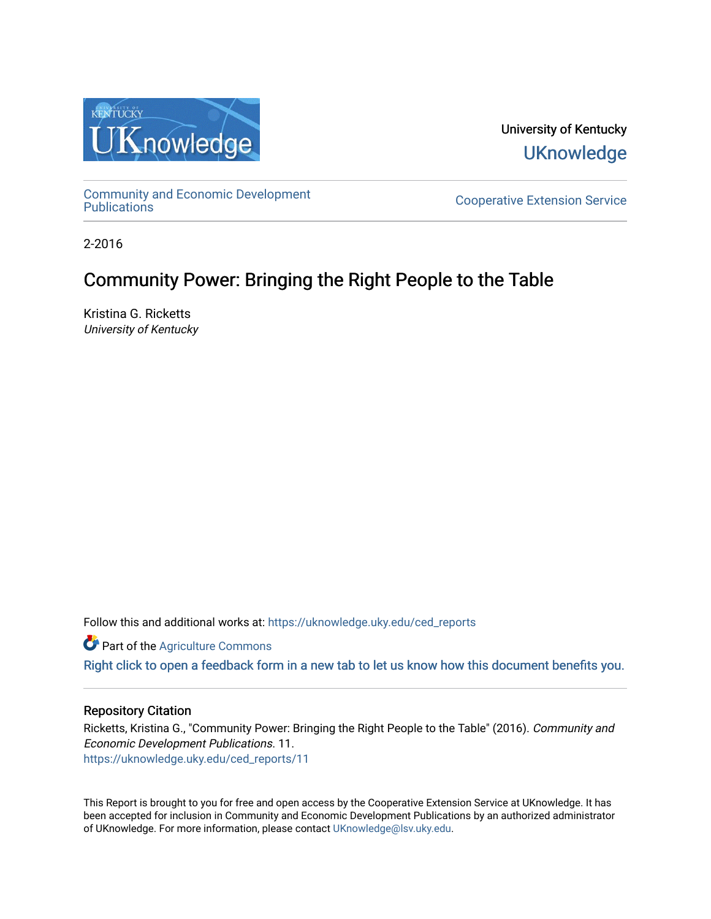University of Kentucky

UKnowledge

Community and Economic Development Publications

Cooperative Extension Service

2-2016

# Community Power: Bringing the Right People to the Table

Kristina G. Ricketts
*University of Kentucky*

Follow this and additional works at: https://uknowledge.uky.edu/ced_reports

Part of the Agriculture Commons

Right click to open a feedback form in a new tab to let us know how this document benefits you.

## Repository Citation

Ricketts, Kristina G., "Community Power: Bringing the Right People to the Table" (2016). *Community and Economic Development Publications*. 11.
https://uknowledge.uky.edu/ced_reports/11

This Report is brought to you for free and open access by the Cooperative Extension Service at UKnowledge. It has been accepted for inclusion in Community and Economic Development Publications by an authorized administrator of UKnowledge. For more information, please contact UKnowledge@lsv.uky.edu.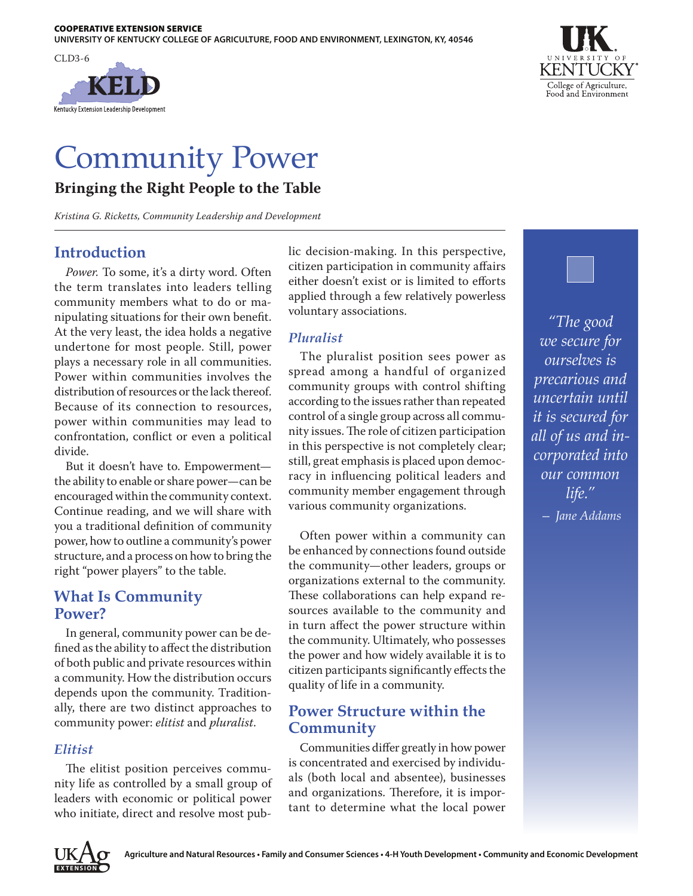COOPERATIVE EXTENSION SERVICE
UNIVERSITY OF KENTUCKY COLLEGE OF AGRICULTURE, FOOD AND ENVIRONMENT, LEXINGTON, KY, 40546

CLD3-6

# Community Power

**Bringing the Right People to the Table**

*Kristina G. Ricketts, Community Leadership and Development*

## Introduction

*Power.* To some, it's a dirty word. Often the term translates into leaders telling community members what to do or manipulating situations for their own benefit. At the very least, the idea holds a negative undertone for most people. Still, power plays a necessary role in all communities. Power within communities involves the distribution of resources or the lack thereof. Because of its connection to resources, power within communities may lead to confrontation, conflict or even a political divide.

But it doesn't have to. Empowerment—the ability to enable or share power—can be encouraged within the community context. Continue reading, and we will share with you a traditional definition of community power, how to outline a community's power structure, and a process on how to bring the right "power players" to the table.

## What Is Community Power?

In general, community power can be defined as the ability to affect the distribution of both public and private resources within a community. How the distribution occurs depends upon the community. Traditionally, there are two distinct approaches to community power: *elitist* and *pluralist.*

### *Elitist*

The elitist position perceives community life as controlled by a small group of leaders with economic or political power who initiate, direct and resolve most public decision-making. In this perspective, citizen participation in community affairs either doesn't exist or is limited to efforts applied through a few relatively powerless voluntary associations.

### *Pluralist*

The pluralist position sees power as spread among a handful of organized community groups with control shifting according to the issues rather than repeated control of a single group across all community issues. The role of citizen participation in this perspective is not completely clear; still, great emphasis is placed upon democracy in influencing political leaders and community member engagement through various community organizations.

Often power within a community can be enhanced by connections found outside the community—other leaders, groups or organizations external to the community. These collaborations can help expand resources available to the community and in turn affect the power structure within the community. Ultimately, who possesses the power and how widely available it is to citizen participants significantly effects the quality of life in a community.

## Power Structure within the Community

Communities differ greatly in how power is concentrated and exercised by individuals (both local and absentee), businesses and organizations. Therefore, it is important to determine what the local power

*"The good we secure for ourselves is precarious and uncertain until it is secured for all of us and incorporated into our common life."*
*— Jane Addams*

Agriculture and Natural Resources • Family and Consumer Sciences • 4-H Youth Development • Community and Economic Development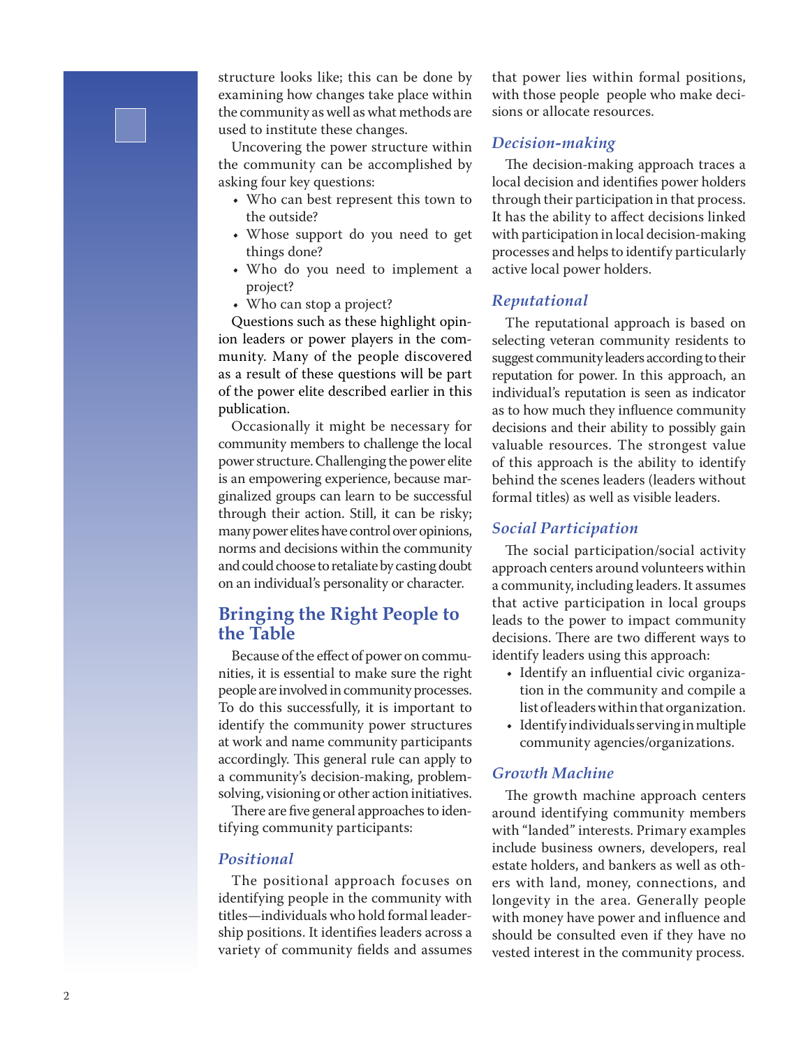structure looks like; this can be done by examining how changes take place within the community as well as what methods are used to institute these changes.

Uncovering the power structure within the community can be accomplished by asking four key questions:

- Who can best represent this town to the outside?
- Whose support do you need to get things done?
- Who do you need to implement a project?
- Who can stop a project?

Questions such as these highlight opinion leaders or power players in the community. Many of the people discovered as a result of these questions will be part of the power elite described earlier in this publication.

Occasionally it might be necessary for community members to challenge the local power structure. Challenging the power elite is an empowering experience, because marginalized groups can learn to be successful through their action. Still, it can be risky; many power elites have control over opinions, norms and decisions within the community and could choose to retaliate by casting doubt on an individual's personality or character.

## Bringing the Right People to the Table

Because of the effect of power on communities, it is essential to make sure the right people are involved in community processes. To do this successfully, it is important to identify the community power structures at work and name community participants accordingly. This general rule can apply to a community's decision-making, problem-solving, visioning or other action initiatives.

There are five general approaches to identifying community participants:

### *Positional*

The positional approach focuses on identifying people in the community with titles—individuals who hold formal leadership positions. It identifies leaders across a variety of community fields and assumes that power lies within formal positions, with those people  people who make decisions or allocate resources.

### *Decision-making*

The decision-making approach traces a local decision and identifies power holders through their participation in that process. It has the ability to affect decisions linked with participation in local decision-making processes and helps to identify particularly active local power holders.

### *Reputational*

The reputational approach is based on selecting veteran community residents to suggest community leaders according to their reputation for power. In this approach, an individual's reputation is seen as indicator as to how much they influence community decisions and their ability to possibly gain valuable resources. The strongest value of this approach is the ability to identify behind the scenes leaders (leaders without formal titles) as well as visible leaders.

### *Social Participation*

The social participation/social activity approach centers around volunteers within a community, including leaders. It assumes that active participation in local groups leads to the power to impact community decisions. There are two different ways to identify leaders using this approach:

- Identify an influential civic organization in the community and compile a list of leaders within that organization.
- Identify individuals serving in multiple community agencies/organizations.

### *Growth Machine*

The growth machine approach centers around identifying community members with "landed" interests. Primary examples include business owners, developers, real estate holders, and bankers as well as others with land, money, connections, and longevity in the area. Generally people with money have power and influence and should be consulted even if they have no vested interest in the community process.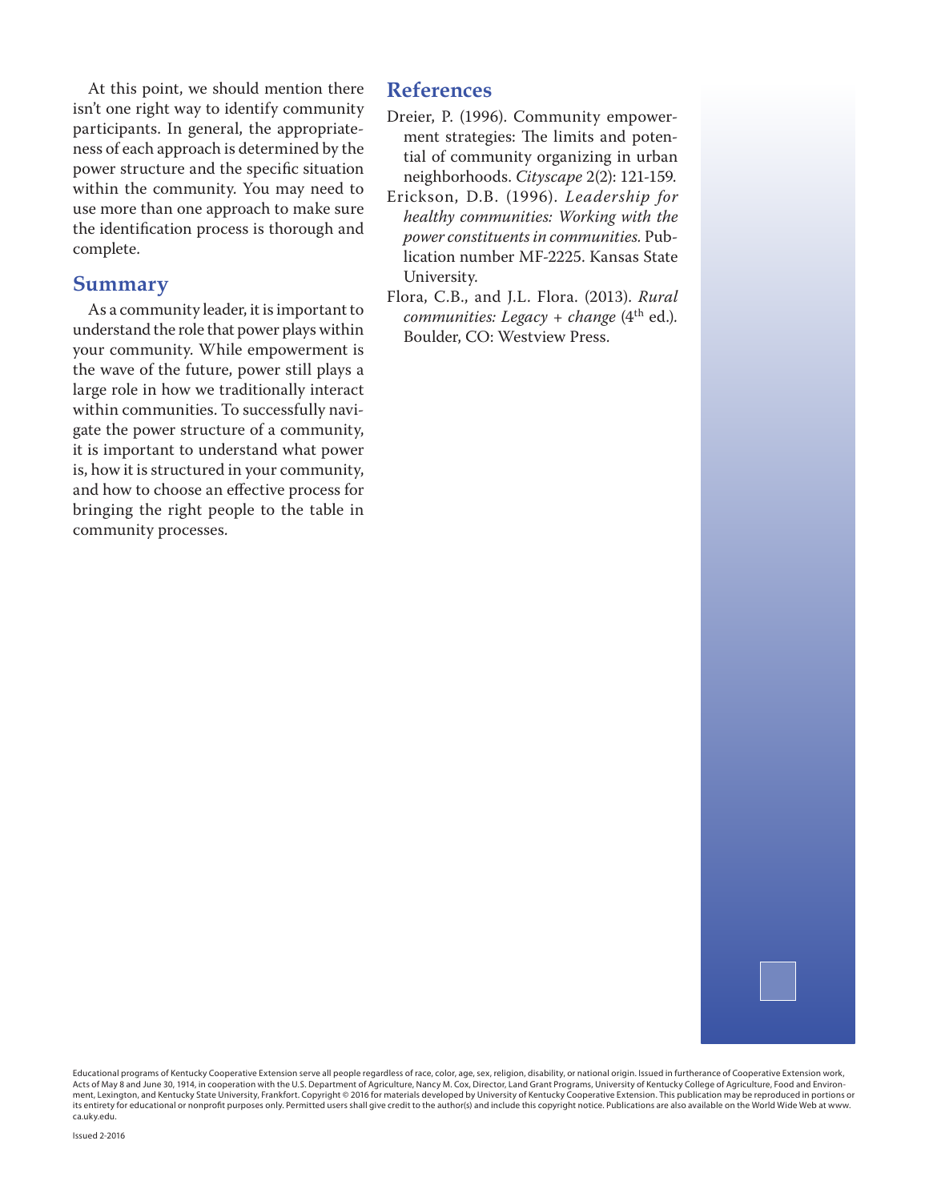At this point, we should mention there isn't one right way to identify community participants. In general, the appropriateness of each approach is determined by the power structure and the specific situation within the community. You may need to use more than one approach to make sure the identification process is thorough and complete.

## Summary

As a community leader, it is important to understand the role that power plays within your community. While empowerment is the wave of the future, power still plays a large role in how we traditionally interact within communities. To successfully navigate the power structure of a community, it is important to understand what power is, how it is structured in your community, and how to choose an effective process for bringing the right people to the table in community processes.

## References

Dreier, P. (1996). Community empowerment strategies: The limits and potential of community organizing in urban neighborhoods. *Cityscape* 2(2): 121-159.

Erickson, D.B. (1996). *Leadership for healthy communities: Working with the power constituents in communities.* Publication number MF-2225. Kansas State University.

Flora, C.B., and J.L. Flora. (2013). *Rural communities: Legacy + change* (4th ed.). Boulder, CO: Westview Press.

Educational programs of Kentucky Cooperative Extension serve all people regardless of race, color, age, sex, religion, disability, or national origin. Issued in furtherance of Cooperative Extension work, Acts of May 8 and June 30, 1914, in cooperation with the U.S. Department of Agriculture, Nancy M. Cox, Director, Land Grant Programs, University of Kentucky College of Agriculture, Food and Environment, Lexington, and Kentucky State University, Frankfort. Copyright © 2016 for materials developed by University of Kentucky Cooperative Extension. This publication may be reproduced in portions or its entirety for educational or nonprofit purposes only. Permitted users shall give credit to the author(s) and include this copyright notice. Publications are also available on the World Wide Web at www.ca.uky.edu.

Issued 2-2016